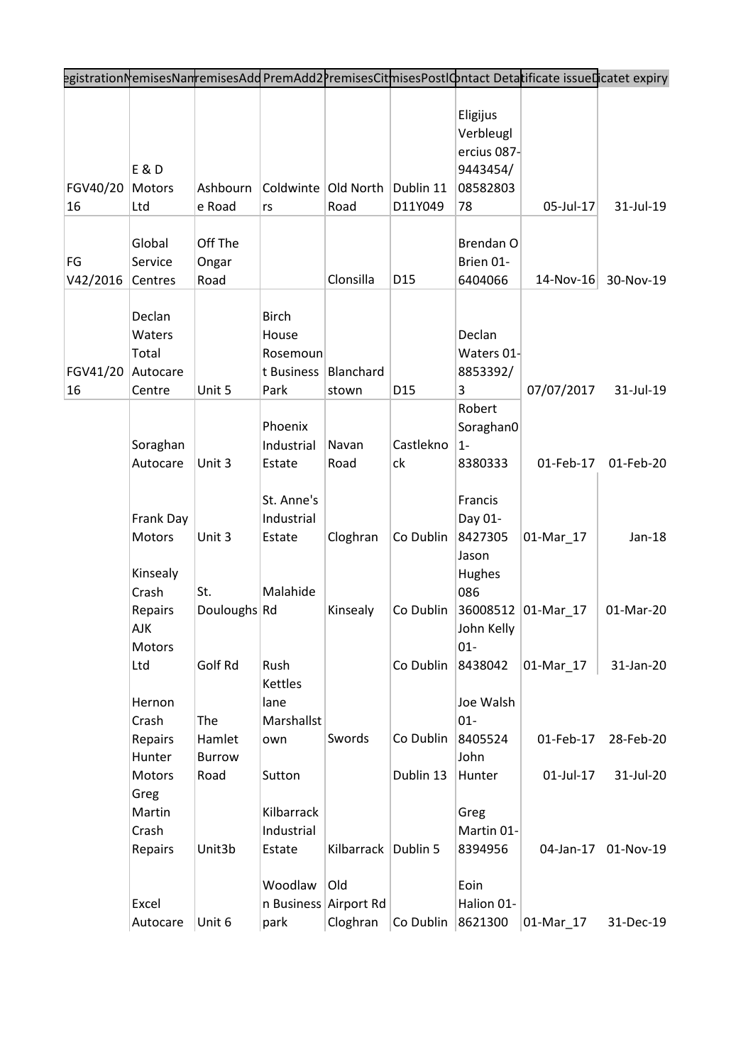| egistrationN | remisesNam | remisesAdd | PremAdd2 | PremisesCit | misesPostC | ontact Deta | tificate issue | icatet expiry |
|---|---|---|---|---|---|---|---|---|
| FGV40/2016 | E & D Motors Ltd | Ashbourne Road | Coldwinters | Old North Road | Dublin 11 D11Y049 | Eligijus Verbleuglercius 087-9443454/ 0858280378 | 05-Jul-17 | 31-Jul-19 |
| FG V42/2016 | Global Service Centres | Off The Ongar Road | | Clonsilla | D15 | Brendan O Brien 01-6404066 | 14-Nov-16 | 30-Nov-19 |
| FGV41/2016 | Declan Waters Total Autocare Centre | Unit 5 | Birch House Rosemount Business Park | Blanchardstown | D15 | Declan Waters 01-8853392/ 3 | 07/07/2017 | 31-Jul-19 |
| | Soraghan Autocare | Unit 3 | Phoenix Industrial Estate | Navan Road | Castleknock | Robert Soraghan01-8380333 | 01-Feb-17 | 01-Feb-20 |
| | Frank Day Motors | Unit 3 | St. Anne's Industrial Estate | Cloghran | Co Dublin | Francis Day 01-8427305 | 01-Mar_17 | Jan-18 |
| | Kinsealy Crash Repairs | St. Douloughs | Malahide Rd | Kinsealy | Co Dublin | Jason Hughes 086 36008512 | 01-Mar_17 | 01-Mar-20 |
| | AJK Motors Ltd | Golf Rd | Rush | | Co Dublin | John Kelly 01-8438042 | 01-Mar_17 | 31-Jan-20 |
| | Hernon Crash Repairs | The Hamlet | Kettles lane Marshallstown | Swords | Co Dublin | Joe Walsh 01-8405524 | 01-Feb-17 | 28-Feb-20 |
| | Hunter Motors | Burrow Road | Sutton | | Dublin 13 | John Hunter | 01-Jul-17 | 31-Jul-20 |
| | Greg Martin Crash Repairs | Unit3b | Kilbarrack Industrial Estate | Kilbarrack | Dublin 5 | Greg Martin 01-8394956 | 04-Jan-17 | 01-Nov-19 |
| | Excel Autocare | Unit 6 | Woodlawn Business park | Old Airport Rd Cloghran | Co Dublin | Eoin Halion 01-8621300 | 01-Mar_17 | 31-Dec-19 |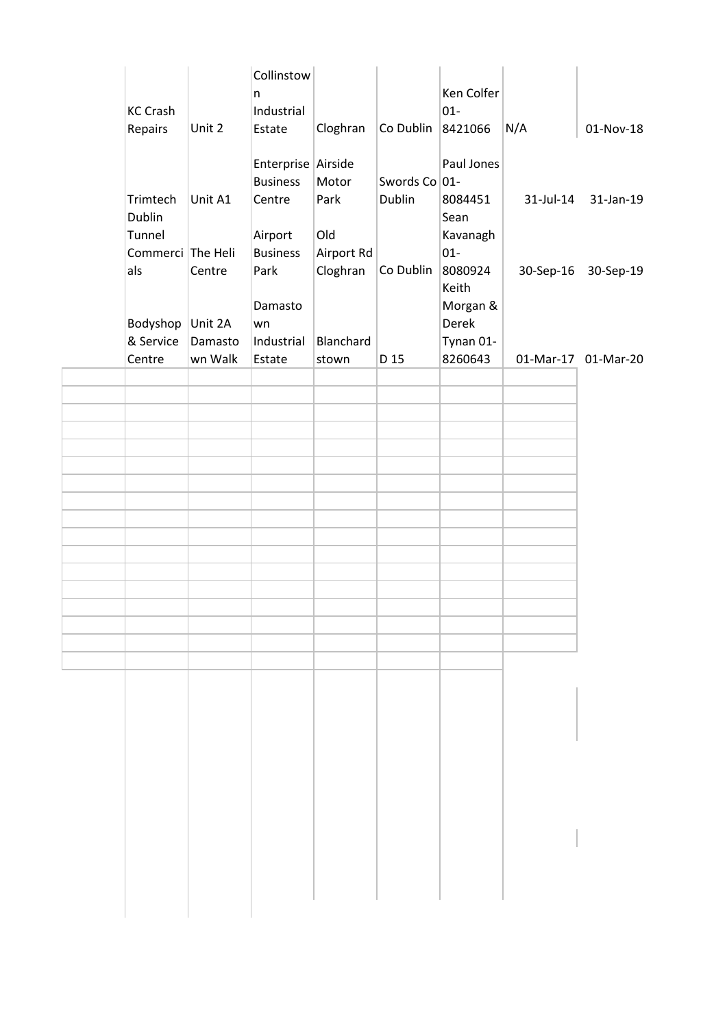| | | | | | | | |
|---|---|---|---|---|---|---|---|
| KC Crash Repairs | Unit 2 | Collinstown Industrial Estate | Cloghran | Co Dublin | Ken Colfer 01-8421066 | N/A | 01-Nov-18 |
| Trimtech | Unit A1 | Enterprise Business Centre | Airside Motor Park | Swords Co Dublin | Paul Jones 01-8084451 | 31-Jul-14 | 31-Jan-19 |
| Dublin Tunnel Commercials | The Heli Centre | Airport Business Park | Old Airport Rd Cloghran | Co Dublin | Sean Kavanagh 01-8080924 | 30-Sep-16 | 30-Sep-19 |
| Bodyshop & Service Centre | Unit 2A Damastown Walk | Damastown Industrial Estate | Blanchardstown | D 15 | Keith Morgan & Derek Tynan 01-8260643 | 01-Mar-17 | 01-Mar-20 |